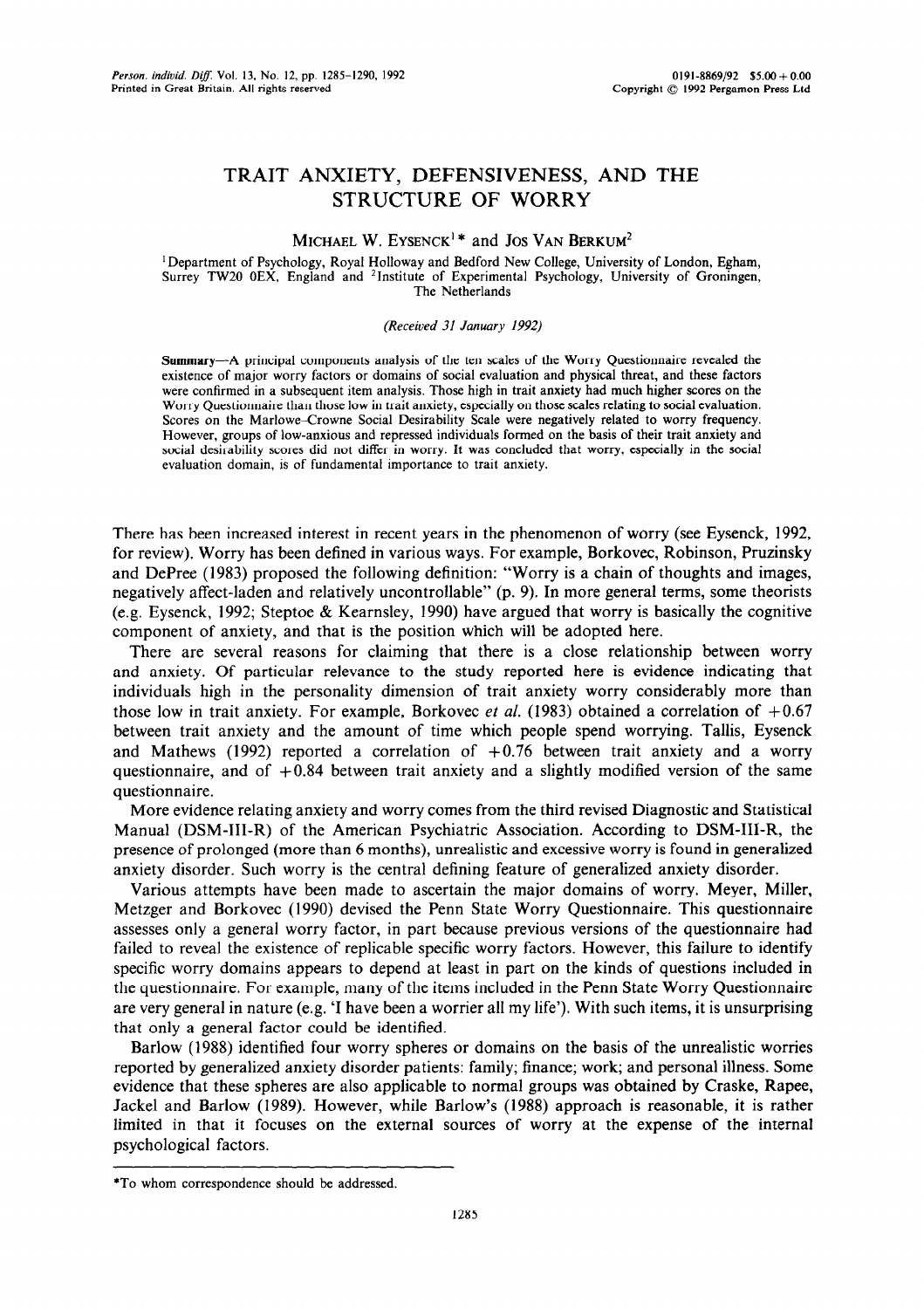# TRAIT ANXIETY, DEFENSIVENESS, AND THE STRUCTURE OF WORRY

MICHAEL W. EYSENCK[1]* and JOS VAN BERKUM[2]

[1]Department of Psychology, Royal Holloway and Bedford New College, University of London, Egham, Surrey TW20 0EX, England and [2]Institute of Experimental Psychology, University of Groningen, The Netherlands

*(Received 31 January 1992)*

**Summary**—A principal components analysis of the ten scales of the Worry Questionnaire revealed the existence of major worry factors or domains of social evaluation and physical threat, and these factors were confirmed in a subsequent item analysis. Those high in trait anxiety had much higher scores on the Worry Questionnaire than those low in trait anxiety, especially on those scales relating to social evaluation. Scores on the Marlowe–Crowne Social Desirability Scale were negatively related to worry frequency. However, groups of low-anxious and repressed individuals formed on the basis of their trait anxiety and social desirability scores did not differ in worry. It was concluded that worry, especially in the social evaluation domain, is of fundamental importance to trait anxiety.

There has been increased interest in recent years in the phenomenon of worry (see Eysenck, 1992, for review). Worry has been defined in various ways. For example, Borkovec, Robinson, Pruzinsky and DePree (1983) proposed the following definition: "Worry is a chain of thoughts and images, negatively affect-laden and relatively uncontrollable" (p. 9). In more general terms, some theorists (e.g. Eysenck, 1992; Steptoe & Kearnsley, 1990) have argued that worry is basically the cognitive component of anxiety, and that is the position which will be adopted here.

There are several reasons for claiming that there is a close relationship between worry and anxiety. Of particular relevance to the study reported here is evidence indicating that individuals high in the personality dimension of trait anxiety worry considerably more than those low in trait anxiety. For example, Borkovec *et al.* (1983) obtained a correlation of +0.67 between trait anxiety and the amount of time which people spend worrying. Tallis, Eysenck and Mathews (1992) reported a correlation of +0.76 between trait anxiety and a worry questionnaire, and of +0.84 between trait anxiety and a slightly modified version of the same questionnaire.

More evidence relating anxiety and worry comes from the third revised Diagnostic and Statistical Manual (DSM-III-R) of the American Psychiatric Association. According to DSM-III-R, the presence of prolonged (more than 6 months), unrealistic and excessive worry is found in generalized anxiety disorder. Such worry is the central defining feature of generalized anxiety disorder.

Various attempts have been made to ascertain the major domains of worry. Meyer, Miller, Metzger and Borkovec (1990) devised the Penn State Worry Questionnaire. This questionnaire assesses only a general worry factor, in part because previous versions of the questionnaire had failed to reveal the existence of replicable specific worry factors. However, this failure to identify specific worry domains appears to depend at least in part on the kinds of questions included in the questionnaire. For example, many of the items included in the Penn State Worry Questionnaire are very general in nature (e.g. 'I have been a worrier all my life'). With such items, it is unsurprising that only a general factor could be identified.

Barlow (1988) identified four worry spheres or domains on the basis of the unrealistic worries reported by generalized anxiety disorder patients: family; finance; work; and personal illness. Some evidence that these spheres are also applicable to normal groups was obtained by Craske, Rapee, Jackel and Barlow (1989). However, while Barlow's (1988) approach is reasonable, it is rather limited in that it focuses on the external sources of worry at the expense of the internal psychological factors.

*To whom correspondence should be addressed.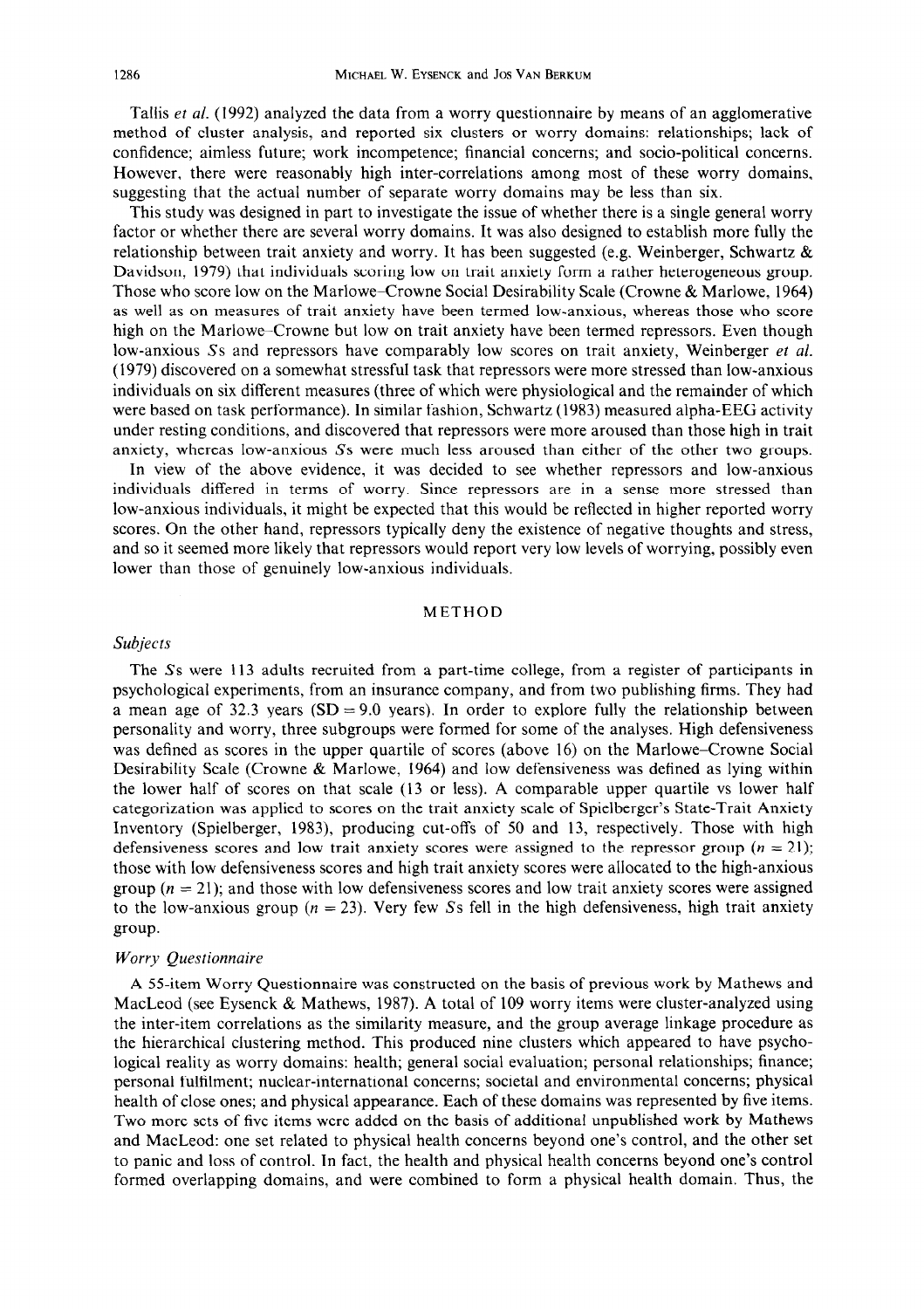Tallis *et al.* (1992) analyzed the data from a worry questionnaire by means of an agglomerative method of cluster analysis, and reported six clusters or worry domains: relationships; lack of confidence; aimless future; work incompetence; financial concerns; and socio-political concerns. However, there were reasonably high inter-correlations among most of these worry domains, suggesting that the actual number of separate worry domains may be less than six.

This study was designed in part to investigate the issue of whether there is a single general worry factor or whether there are several worry domains. It was also designed to establish more fully the relationship between trait anxiety and worry. It has been suggested (e.g. Weinberger, Schwartz & Davidson, 1979) that individuals scoring low on trait anxiety form a rather heterogeneous group. Those who score low on the Marlowe–Crowne Social Desirability Scale (Crowne & Marlowe, 1964) as well as on measures of trait anxiety have been termed low-anxious, whereas those who score high on the Marlowe–Crowne but low on trait anxiety have been termed repressors. Even though low-anxious *S*s and repressors have comparably low scores on trait anxiety, Weinberger *et al.* (1979) discovered on a somewhat stressful task that repressors were more stressed than low-anxious individuals on six different measures (three of which were physiological and the remainder of which were based on task performance). In similar fashion, Schwartz (1983) measured alpha-EEG activity under resting conditions, and discovered that repressors were more aroused than those high in trait anxiety, whereas low-anxious *S*s were much less aroused than either of the other two groups.

In view of the above evidence, it was decided to see whether repressors and low-anxious individuals differed in terms of worry. Since repressors are in a sense more stressed than low-anxious individuals, it might be expected that this would be reflected in higher reported worry scores. On the other hand, repressors typically deny the existence of negative thoughts and stress, and so it seemed more likely that repressors would report very low levels of worrying, possibly even lower than those of genuinely low-anxious individuals.

## METHOD

### *Subjects*

The *S*s were 113 adults recruited from a part-time college, from a register of participants in psychological experiments, from an insurance company, and from two publishing firms. They had a mean age of 32.3 years (SD = 9.0 years). In order to explore fully the relationship between personality and worry, three subgroups were formed for some of the analyses. High defensiveness was defined as scores in the upper quartile of scores (above 16) on the Marlowe–Crowne Social Desirability Scale (Crowne & Marlowe, 1964) and low defensiveness was defined as lying within the lower half of scores on that scale (13 or less). A comparable upper quartile vs lower half categorization was applied to scores on the trait anxiety scale of Spielberger's State-Trait Anxiety Inventory (Spielberger, 1983), producing cut-offs of 50 and 13, respectively. Those with high defensiveness scores and low trait anxiety scores were assigned to the repressor group ($n = 21$); those with low defensiveness scores and high trait anxiety scores were allocated to the high-anxious group ($n = 21$); and those with low defensiveness scores and low trait anxiety scores were assigned to the low-anxious group ($n = 23$). Very few *S*s fell in the high defensiveness, high trait anxiety group.

### *Worry Questionnaire*

A 55-item Worry Questionnaire was constructed on the basis of previous work by Mathews and MacLeod (see Eysenck & Mathews, 1987). A total of 109 worry items were cluster-analyzed using the inter-item correlations as the similarity measure, and the group average linkage procedure as the hierarchical clustering method. This produced nine clusters which appeared to have psychological reality as worry domains: health; general social evaluation; personal relationships; finance; personal fulfilment; nuclear-international concerns; societal and environmental concerns; physical health of close ones; and physical appearance. Each of these domains was represented by five items. Two more sets of five items were added on the basis of additional unpublished work by Mathews and MacLeod: one set related to physical health concerns beyond one's control, and the other set to panic and loss of control. In fact, the health and physical health concerns beyond one's control formed overlapping domains, and were combined to form a physical health domain. Thus, the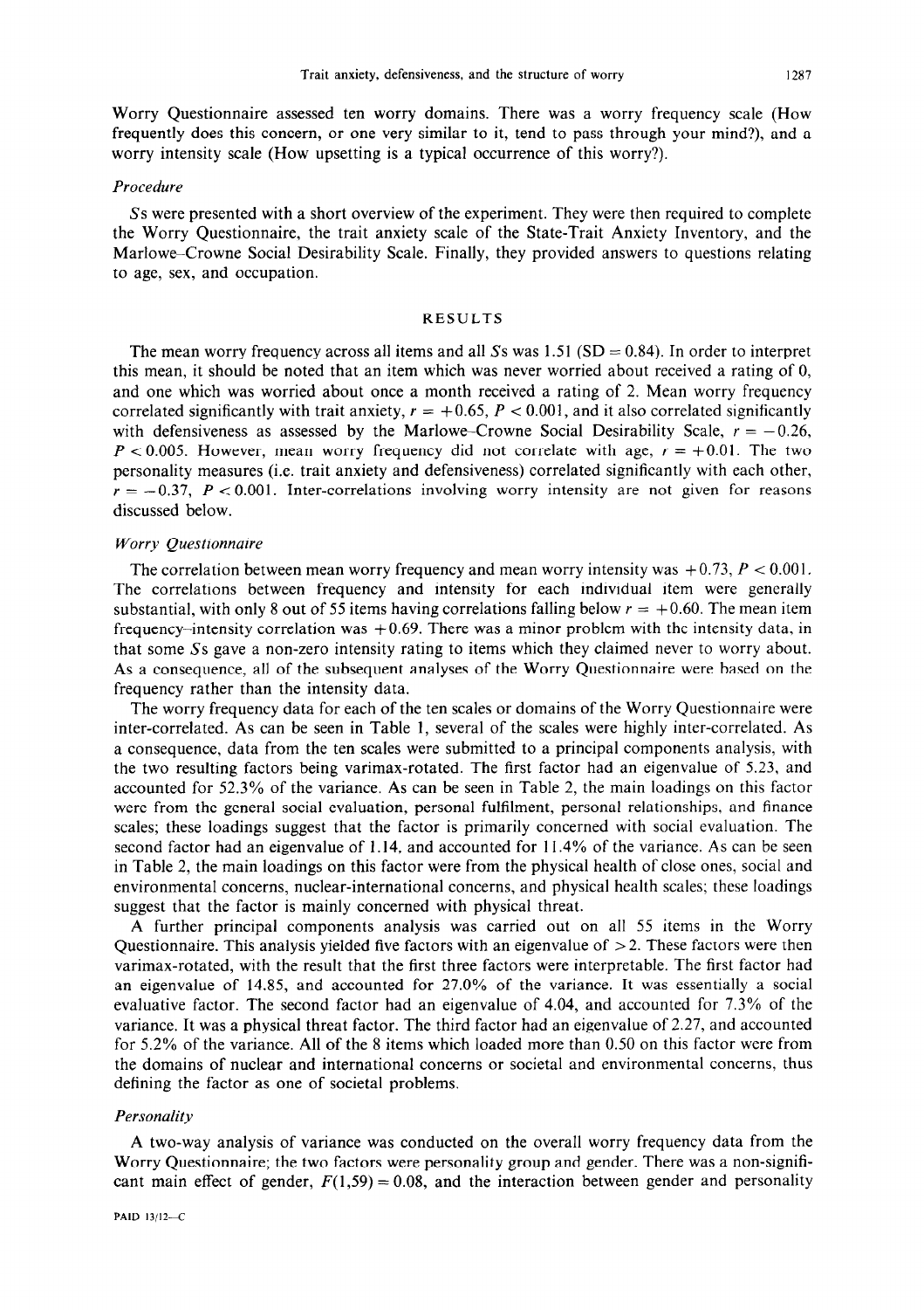Worry Questionnaire assessed ten worry domains. There was a worry frequency scale (How frequently does this concern, or one very similar to it, tend to pass through your mind?), and a worry intensity scale (How upsetting is a typical occurrence of this worry?).

### *Procedure*

*S*s were presented with a short overview of the experiment. They were then required to complete the Worry Questionnaire, the trait anxiety scale of the State-Trait Anxiety Inventory, and the Marlowe–Crowne Social Desirability Scale. Finally, they provided answers to questions relating to age, sex, and occupation.

## RESULTS

The mean worry frequency across all items and all *S*s was 1.51 (SD = 0.84). In order to interpret this mean, it should be noted that an item which was never worried about received a rating of 0, and one which was worried about once a month received a rating of 2. Mean worry frequency correlated significantly with trait anxiety, $r = +0.65$, $P < 0.001$, and it also correlated significantly with defensiveness as assessed by the Marlowe–Crowne Social Desirability Scale, $r = -0.26$, $P < 0.005$. However, mean worry frequency did not correlate with age, $r = +0.01$. The two personality measures (i.e. trait anxiety and defensiveness) correlated significantly with each other, $r = -0.37$, $P < 0.001$. Inter-correlations involving worry intensity are not given for reasons discussed below.

### *Worry Questionnaire*

The correlation between mean worry frequency and mean worry intensity was $+0.73$, $P < 0.001$. The correlations between frequency and intensity for each individual item were generally substantial, with only 8 out of 55 items having correlations falling below $r = +0.60$. The mean item frequency–intensity correlation was $+0.69$. There was a minor problem with the intensity data, in that some *S*s gave a non-zero intensity rating to items which they claimed never to worry about. As a consequence, all of the subsequent analyses of the Worry Questionnaire were based on the frequency rather than the intensity data.

The worry frequency data for each of the ten scales or domains of the Worry Questionnaire were inter-correlated. As can be seen in Table 1, several of the scales were highly inter-correlated. As a consequence, data from the ten scales were submitted to a principal components analysis, with the two resulting factors being varimax-rotated. The first factor had an eigenvalue of 5.23, and accounted for 52.3% of the variance. As can be seen in Table 2, the main loadings on this factor were from the general social evaluation, personal fulfilment, personal relationships, and finance scales; these loadings suggest that the factor is primarily concerned with social evaluation. The second factor had an eigenvalue of 1.14, and accounted for 11.4% of the variance. As can be seen in Table 2, the main loadings on this factor were from the physical health of close ones, social and environmental concerns, nuclear-international concerns, and physical health scales; these loadings suggest that the factor is mainly concerned with physical threat.

A further principal components analysis was carried out on all 55 items in the Worry Questionnaire. This analysis yielded five factors with an eigenvalue of $>2$. These factors were then varimax-rotated, with the result that the first three factors were interpretable. The first factor had an eigenvalue of 14.85, and accounted for 27.0% of the variance. It was essentially a social evaluative factor. The second factor had an eigenvalue of 4.04, and accounted for 7.3% of the variance. It was a physical threat factor. The third factor had an eigenvalue of 2.27, and accounted for 5.2% of the variance. All of the 8 items which loaded more than 0.50 on this factor were from the domains of nuclear and international concerns or societal and environmental concerns, thus defining the factor as one of societal problems.

### *Personality*

A two-way analysis of variance was conducted on the overall worry frequency data from the Worry Questionnaire; the two factors were personality group and gender. There was a non-significant main effect of gender, $F(1,59) = 0.08$, and the interaction between gender and personality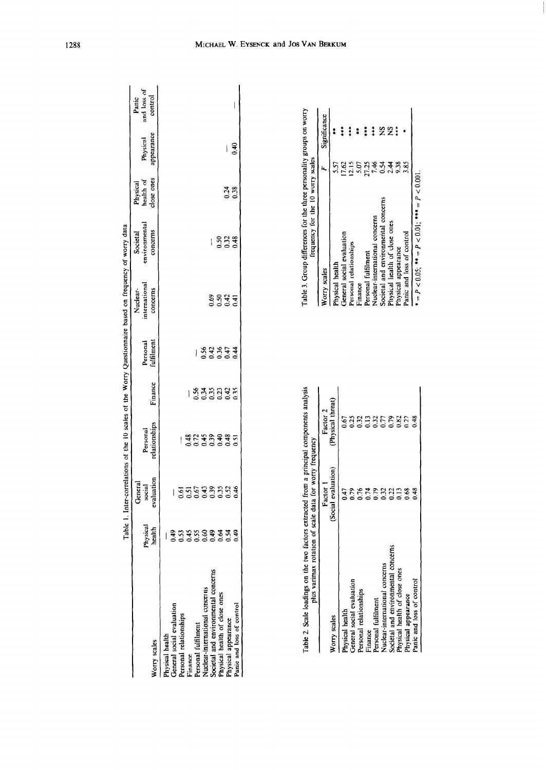Table 1. Inter-correlations of the 10 scales of the Worry Questionnaire based on frequency of worry data

| Worry scales | Physical health | General social evaluation | Personal relationships | Finance | Personal fulfilment | Nuclear-international concerns | Societal environmental concerns | Physical health of close ones | Physical appearance | Panic and loss of control |
|---|---|---|---|---|---|---|---|---|---|---|
| Physical health | — | | | | | | | | | |
| General social evaluation | 0.49 | — | | | | | | | | |
| Personal relationships | 0.53 | 0.61 | — | | | | | | | |
| Finance | 0.45 | 0.51 | 0.48 | — | | | | | | |
| Personal fulfilment | 0.55 | 0.67 | 0.72 | 0.56 | — | | | | | |
| Nuclear-international concerns | 0.60 | 0.43 | 0.45 | 0.34 | 0.56 | — | | | | |
| Societal and environmental concerns | 0.49 | 0.39 | 0.39 | 0.35 | 0.42 | 0.69 | — | | | |
| Physical health of close ones | 0.64 | 0.35 | 0.40 | 0.23 | 0.36 | 0.50 | 0.50 | — | | |
| Physical appearance | 0.54 | 0.52 | 0.48 | 0.42 | 0.47 | 0.42 | 0.32 | 0.24 | — | |
| Panic and loss of control | 0.49 | 0.46 | 0.51 | 0.35 | 0.44 | 0.41 | 0.48 | 0.38 | 0.40 | — |

Table 2. Scale loadings on the two factors extracted from a principal components analysis plus varimax rotation of scale data for worry frequency

| Worry scales | Factor 1 (Social evaluation) | Factor 2 (Physical threat) |
|---|---|---|
| Physical health | 0.47 | 0.67 |
| General social evaluation | 0.79 | 0.25 |
| Personal relationships | 0.76 | 0.32 |
| Finance | 0.74 | 0.13 |
| Personal fulfilment | 0.79 | 0.32 |
| Nuclear-international concerns | 0.32 | 0.77 |
| Societal and environmental concerns | 0.22 | 0.79 |
| Physical health of close ones | 0.13 | 0.82 |
| Physical appearance | 0.68 | 0.22 |
| Panic and loss of control | 0.48 | 0.48 |

Table 3. Group differences for the three personality groups on worry frequency for the 10 worry scales

| Worry scales | $F$ | Significance |
|---|---|---|
| Physical health | 5.57 | ** |
| General social evaluation | 17.62 | *** |
| Personal relationships | 12.15 | *** |
| Finance | 5.07 | ** |
| Personal fulfilment | 27.25 | *** |
| Nuclear-international concerns | 7.46 | *** |
| Societal and environmental concerns | 0.54 | NS |
| Physical health of close ones | 2.44 | NS |
| Physical appearance | 9.38 | *** |
| Panic and loss of control | 3.85 | * |

* = $P < 0.05$; ** = $P < 0.01$; *** = $P < 0.001$.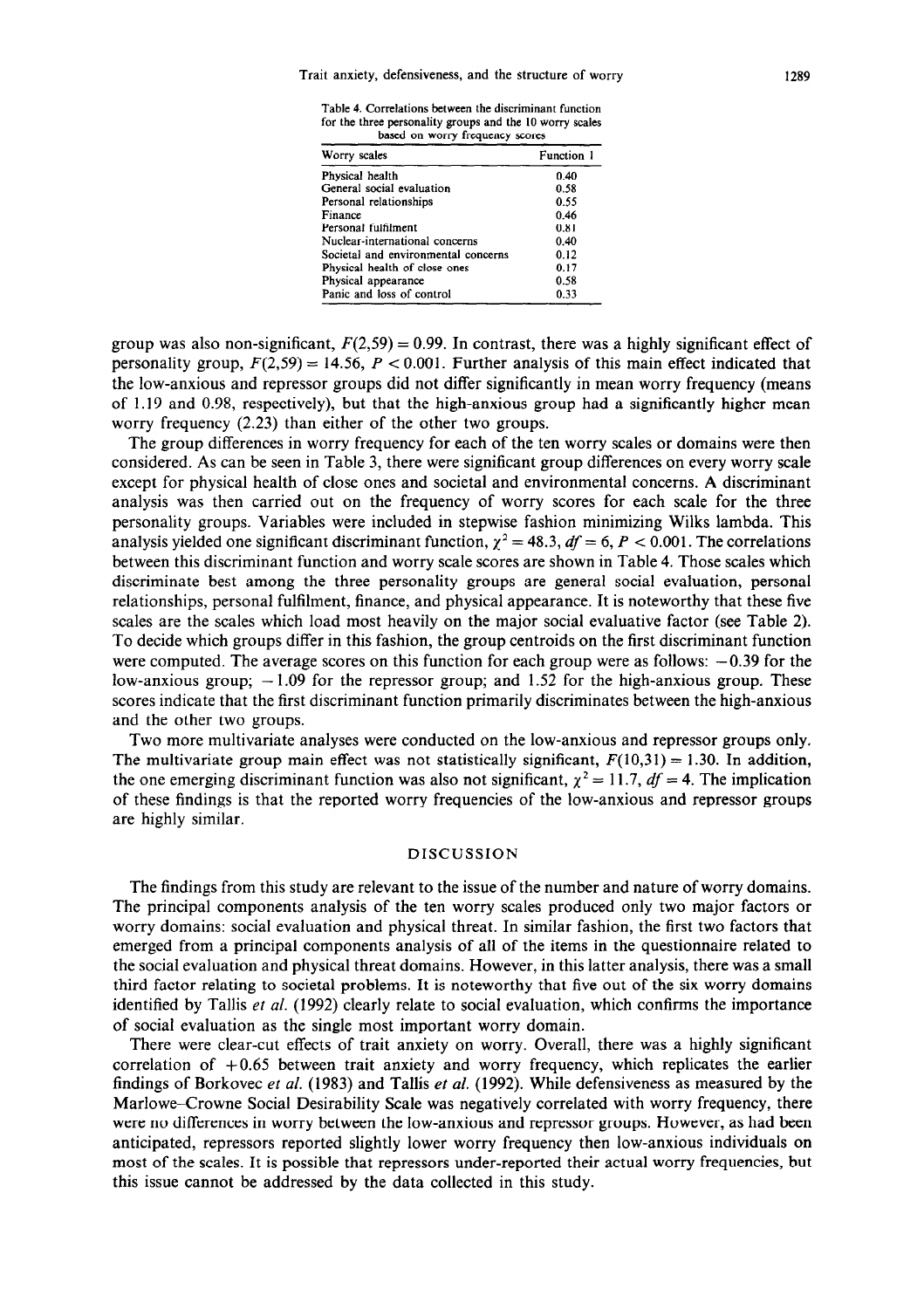Table 4. Correlations between the discriminant function for the three personality groups and the 10 worry scales based on worry frequency scores

| Worry scales | Function 1 |
|---|---|
| Physical health | 0.40 |
| General social evaluation | 0.58 |
| Personal relationships | 0.55 |
| Finance | 0.46 |
| Personal fulfilment | 0.81 |
| Nuclear-international concerns | 0.40 |
| Societal and environmental concerns | 0.12 |
| Physical health of close ones | 0.17 |
| Physical appearance | 0.58 |
| Panic and loss of control | 0.33 |

group was also non-significant, $F(2,59) = 0.99$. In contrast, there was a highly significant effect of personality group, $F(2,59) = 14.56$, $P < 0.001$. Further analysis of this main effect indicated that the low-anxious and repressor groups did not differ significantly in mean worry frequency (means of 1.19 and 0.98, respectively), but that the high-anxious group had a significantly higher mean worry frequency (2.23) than either of the other two groups.

The group differences in worry frequency for each of the ten worry scales or domains were then considered. As can be seen in Table 3, there were significant group differences on every worry scale except for physical health of close ones and societal and environmental concerns. A discriminant analysis was then carried out on the frequency of worry scores for each scale for the three personality groups. Variables were included in stepwise fashion minimizing Wilks lambda. This analysis yielded one significant discriminant function, $\chi^2 = 48.3$, $df = 6$, $P < 0.001$. The correlations between this discriminant function and worry scale scores are shown in Table 4. Those scales which discriminate best among the three personality groups are general social evaluation, personal relationships, personal fulfilment, finance, and physical appearance. It is noteworthy that these five scales are the scales which load most heavily on the major social evaluative factor (see Table 2). To decide which groups differ in this fashion, the group centroids on the first discriminant function were computed. The average scores on this function for each group were as follows: $-0.39$ for the low-anxious group; $-1.09$ for the repressor group; and 1.52 for the high-anxious group. These scores indicate that the first discriminant function primarily discriminates between the high-anxious and the other two groups.

Two more multivariate analyses were conducted on the low-anxious and repressor groups only. The multivariate group main effect was not statistically significant, $F(10,31) = 1.30$. In addition, the one emerging discriminant function was also not significant, $\chi^2 = 11.7$, $df = 4$. The implication of these findings is that the reported worry frequencies of the low-anxious and repressor groups are highly similar.

## DISCUSSION

The findings from this study are relevant to the issue of the number and nature of worry domains. The principal components analysis of the ten worry scales produced only two major factors or worry domains: social evaluation and physical threat. In similar fashion, the first two factors that emerged from a principal components analysis of all of the items in the questionnaire related to the social evaluation and physical threat domains. However, in this latter analysis, there was a small third factor relating to societal problems. It is noteworthy that five out of the six worry domains identified by Tallis *et al.* (1992) clearly relate to social evaluation, which confirms the importance of social evaluation as the single most important worry domain.

There were clear-cut effects of trait anxiety on worry. Overall, there was a highly significant correlation of +0.65 between trait anxiety and worry frequency, which replicates the earlier findings of Borkovec *et al.* (1983) and Tallis *et al.* (1992). While defensiveness as measured by the Marlowe–Crowne Social Desirability Scale was negatively correlated with worry frequency, there were no differences in worry between the low-anxious and repressor groups. However, as had been anticipated, repressors reported slightly lower worry frequency then low-anxious individuals on most of the scales. It is possible that repressors under-reported their actual worry frequencies, but this issue cannot be addressed by the data collected in this study.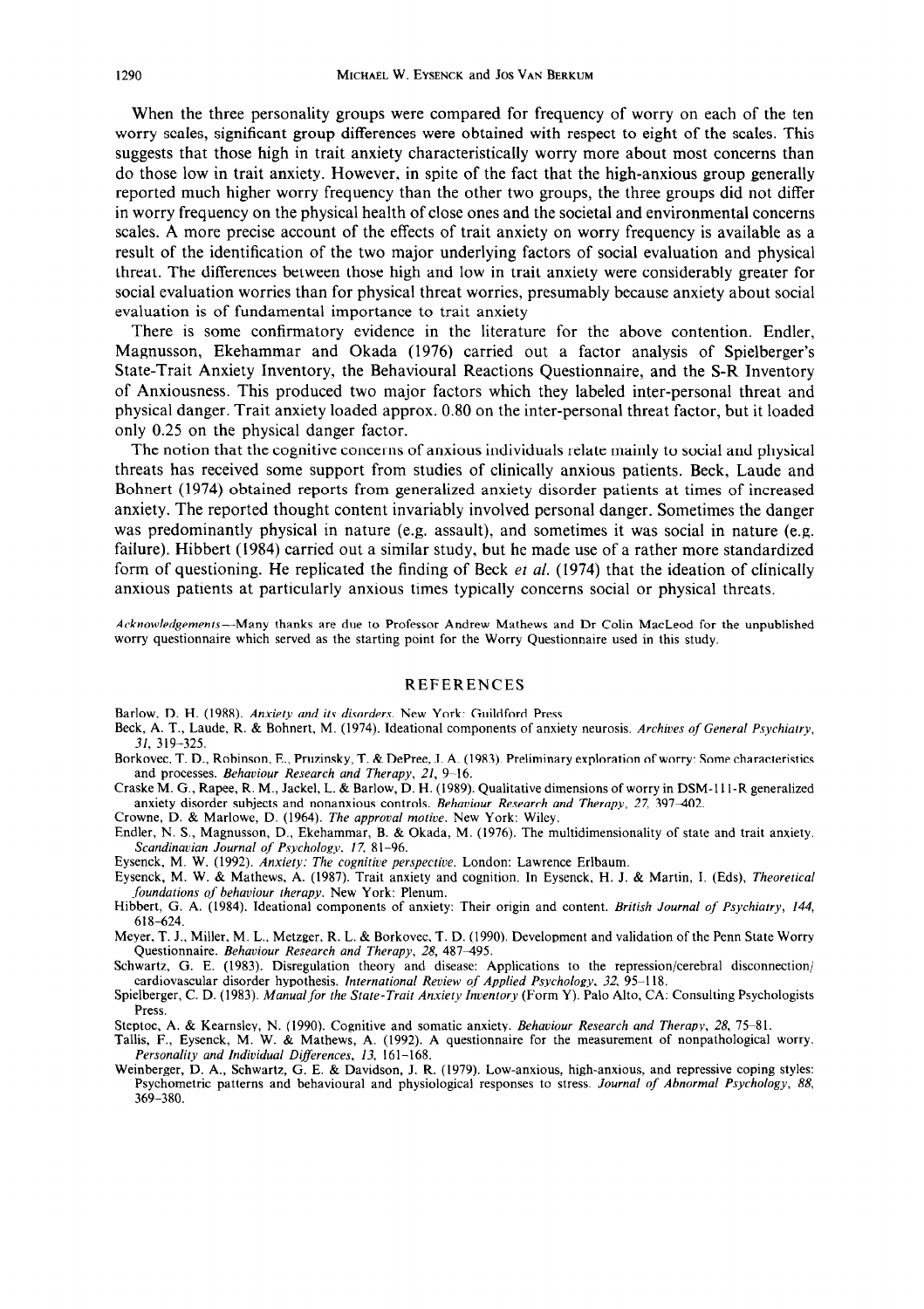When the three personality groups were compared for frequency of worry on each of the ten worry scales, significant group differences were obtained with respect to eight of the scales. This suggests that those high in trait anxiety characteristically worry more about most concerns than do those low in trait anxiety. However, in spite of the fact that the high-anxious group generally reported much higher worry frequency than the other two groups, the three groups did not differ in worry frequency on the physical health of close ones and the societal and environmental concerns scales. A more precise account of the effects of trait anxiety on worry frequency is available as a result of the identification of the two major underlying factors of social evaluation and physical threat. The differences between those high and low in trait anxiety were considerably greater for social evaluation worries than for physical threat worries, presumably because anxiety about social evaluation is of fundamental importance to trait anxiety

There is some confirmatory evidence in the literature for the above contention. Endler, Magnusson, Ekehammar and Okada (1976) carried out a factor analysis of Spielberger's State-Trait Anxiety Inventory, the Behavioural Reactions Questionnaire, and the S-R Inventory of Anxiousness. This produced two major factors which they labeled inter-personal threat and physical danger. Trait anxiety loaded approx. 0.80 on the inter-personal threat factor, but it loaded only 0.25 on the physical danger factor.

The notion that the cognitive concerns of anxious individuals relate mainly to social and physical threats has received some support from studies of clinically anxious patients. Beck, Laude and Bohnert (1974) obtained reports from generalized anxiety disorder patients at times of increased anxiety. The reported thought content invariably involved personal danger. Sometimes the danger was predominantly physical in nature (e.g. assault), and sometimes it was social in nature (e.g. failure). Hibbert (1984) carried out a similar study, but he made use of a rather more standardized form of questioning. He replicated the finding of Beck *et al.* (1974) that the ideation of clinically anxious patients at particularly anxious times typically concerns social or physical threats.

*Acknowledgements*—Many thanks are due to Professor Andrew Mathews and Dr Colin MacLeod for the unpublished worry questionnaire which served as the starting point for the Worry Questionnaire used in this study.

## REFERENCES

Barlow, D. H. (1988). *Anxiety and its disorders*. New York: Guildford Press

Beck, A. T., Laude, R. & Bohnert, M. (1974). Ideational components of anxiety neurosis. *Archives of General Psychiatry*, *31*, 319–325.

Borkovec, T. D., Robinson, E., Pruzinsky, T. & DePree, J. A. (1983). Preliminary exploration of worry: Some characteristics and processes. *Behaviour Research and Therapy*, *21*, 9–16.

Craske M. G., Rapee, R. M., Jackel, L. & Barlow, D. H. (1989). Qualitative dimensions of worry in DSM-III-R generalized anxiety disorder subjects and nonanxious controls. *Behaviour Research and Therapy*, *27*, 397–402.

Crowne, D. & Marlowe, D. (1964). *The approval motive*. New York: Wiley.

Endler, N. S., Magnusson, D., Ekehammar, B. & Okada, M. (1976). The multidimensionality of state and trait anxiety. *Scandinavian Journal of Psychology*, *17*, 81–96.

Eysenck, M. W. (1992). *Anxiety: The cognitive perspective*. London: Lawrence Erlbaum.

Eysenck, M. W. & Mathews, A. (1987). Trait anxiety and cognition. In Eysenck, H. J. & Martin, I. (Eds), *Theoretical foundations of behaviour therapy*. New York: Plenum.

Hibbert, G. A. (1984). Ideational components of anxiety: Their origin and content. *British Journal of Psychiatry*, *144*, 618–624.

Meyer, T. J., Miller, M. L., Metzger, R. L. & Borkovec, T. D. (1990). Development and validation of the Penn State Worry Questionnaire. *Behaviour Research and Therapy*, *28*, 487–495.

Schwartz, G. E. (1983). Disregulation theory and disease: Applications to the repression/cerebral disconnection/cardiovascular disorder hypothesis. *International Review of Applied Psychology*, *32*, 95–118.

Spielberger, C. D. (1983). *Manual for the State-Trait Anxiety Inventory* (Form Y). Palo Alto, CA: Consulting Psychologists Press.

Steptoe, A. & Kearnsley, N. (1990). Cognitive and somatic anxiety. *Behaviour Research and Therapy*, *28*, 75–81.

Tallis, F., Eysenck, M. W. & Mathews, A. (1992). A questionnaire for the measurement of nonpathological worry. *Personality and Individual Differences*, *13*, 161–168.

Weinberger, D. A., Schwartz, G. E. & Davidson, J. R. (1979). Low-anxious, high-anxious, and repressive coping styles: Psychometric patterns and behavioural and physiological responses to stress. *Journal of Abnormal Psychology*, *88*, 369–380.